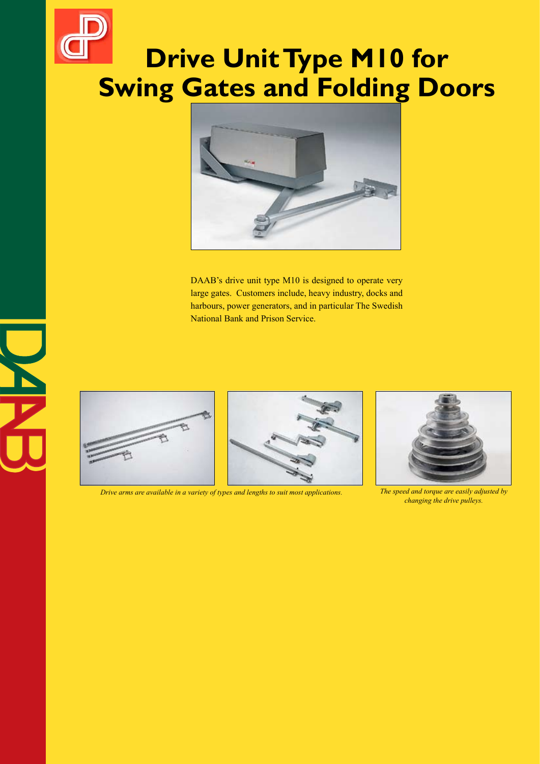# Drive Unit Type M10 for Swing Gates and Folding Doors

DAAB's drive unit type M10 is designed to operate very large gates. Customers include, heavy industry, docks and harbours, power generators, and in particular The Swedish National Bank and Prison Service.

*Drive arms are available in a variety of types and lengths to suit most applications.*

*The speed and torque are easily adjusted by changing the drive pulleys.*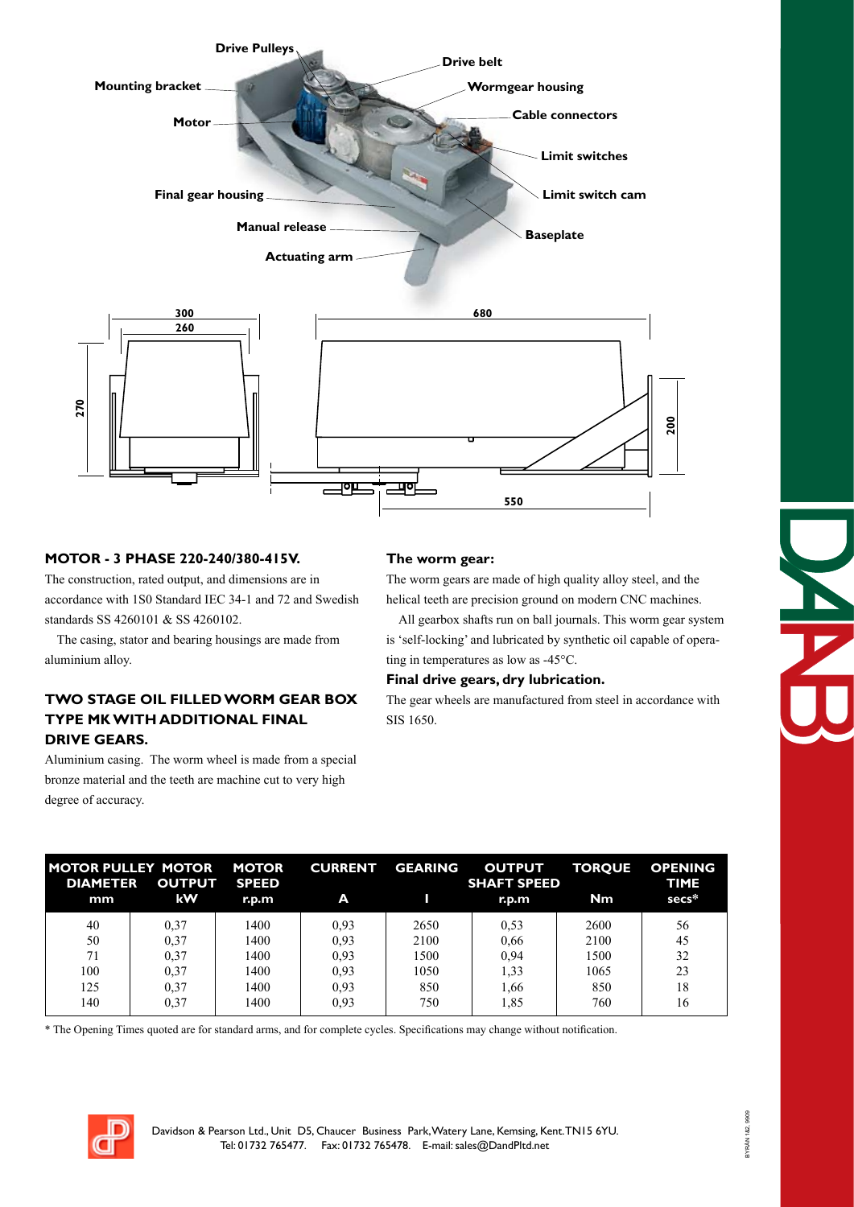Drive Pulleys

Drive belt

Mounting bracket

Wormgear housing

Motor

Cable connectors

Limit switches

Final gear housing

Limit switch cam

Manual release

Baseplate

Actuating arm

300

260

270

680

200

550

### MOTOR - 3 PHASE 220-240/380-415V.

The construction, rated output, and dimensions are in accordance with 1S0 Standard IEC 34-1 and 72 and Swedish standards SS 4260101 & SS 4260102.

The casing, stator and bearing housings are made from aluminium alloy.

### TWO STAGE OIL FILLED WORM GEAR BOX TYPE MK WITH ADDITIONAL FINAL DRIVE GEARS.

Aluminium casing. The worm wheel is made from a special bronze material and the teeth are machine cut to very high degree of accuracy.

### The worm gear:

The worm gears are made of high quality alloy steel, and the helical teeth are precision ground on modern CNC machines.

All gearbox shafts run on ball journals. This worm gear system is 'self-locking' and lubricated by synthetic oil capable of operating in temperatures as low as -45°C.

### Final drive gears, dry lubrication.

The gear wheels are manufactured from steel in accordance with SIS 1650.

| MOTOR PULLEY DIAMETER mm | MOTOR OUTPUT kW | MOTOR SPEED r.p.m | CURRENT A | GEARING I | OUTPUT SHAFT SPEED r.p.m | TORQUE Nm | OPENING TIME secs* |
|---|---|---|---|---|---|---|---|
| 40 | 0,37 | 1400 | 0,93 | 2650 | 0,53 | 2600 | 56 |
| 50 | 0,37 | 1400 | 0,93 | 2100 | 0,66 | 2100 | 45 |
| 71 | 0,37 | 1400 | 0,93 | 1500 | 0,94 | 1500 | 32 |
| 100 | 0,37 | 1400 | 0,93 | 1050 | 1,33 | 1065 | 23 |
| 125 | 0,37 | 1400 | 0,93 | 850 | 1,66 | 850 | 18 |
| 140 | 0,37 | 1400 | 0,93 | 750 | 1,85 | 760 | 16 |

* The Opening Times quoted are for standard arms, and for complete cycles. Specifications may change without notification.

DAB

Davidson & Pearson Ltd., Unit D5, Chaucer Business Park, Watery Lane, Kemsing, Kent. TN15 6YU.
Tel: 01732 765477. Fax: 01732 765478. E-mail: sales@DandPltd.net

BYRAN 182 9909